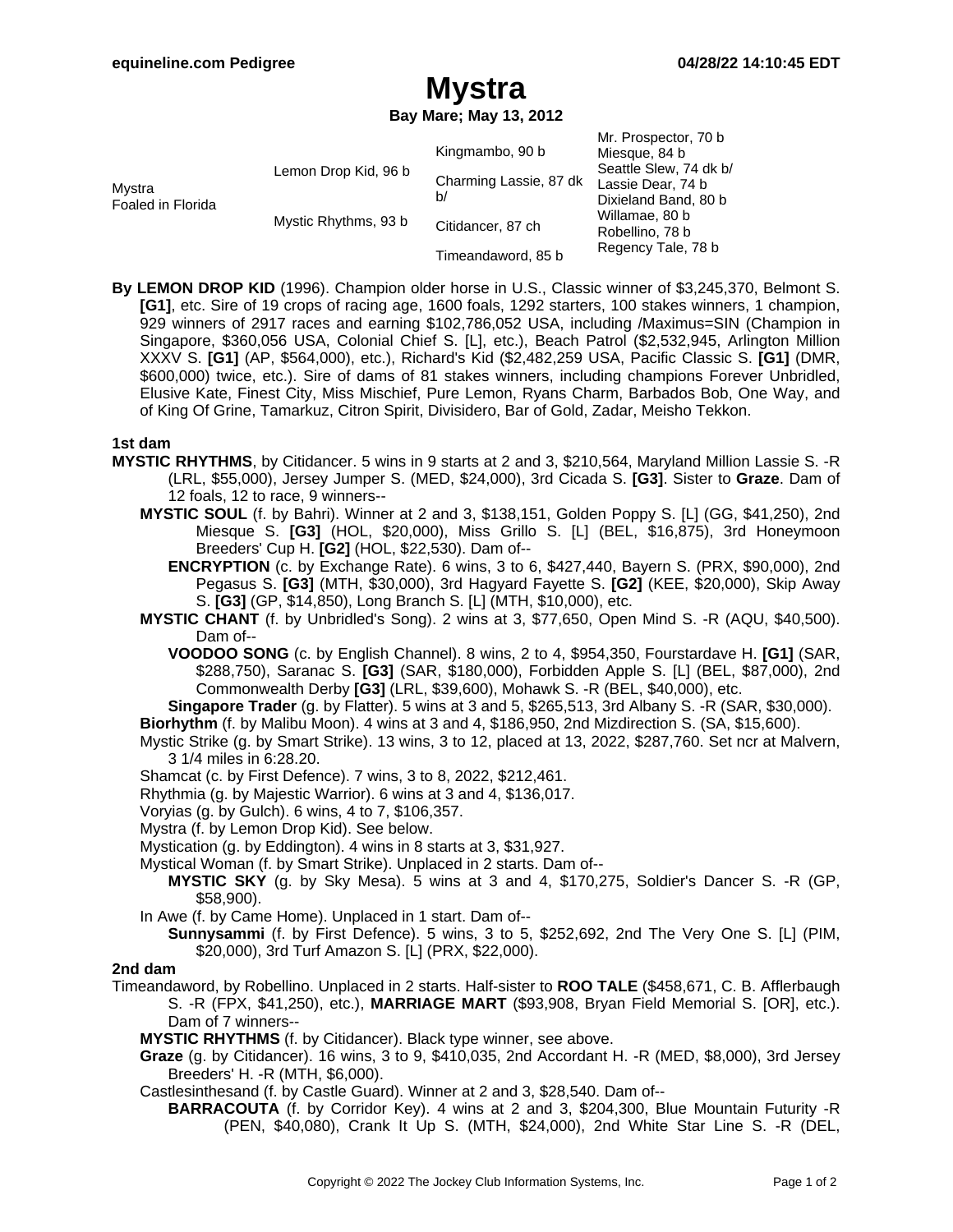# Mystra

**Bay Mare; May 13, 2012**

| | | | |
|---|---|---|---|
| Mystra Foaled in Florida | Lemon Drop Kid, 96 b | Kingmambo, 90 b | Mr. Prospector, 70 b |
| | | | Miesque, 84 b |
| | | Charming Lassie, 87 dk b/ | Seattle Slew, 74 dk b/ |
| | | | Lassie Dear, 74 b |
| | Mystic Rhythms, 93 b | Citidancer, 87 ch | Dixieland Band, 80 b |
| | | | Willamae, 80 b |
| | | Timeandaword, 85 b | Robellino, 78 b |
| | | | Regency Tale, 78 b |

**By LEMON DROP KID** (1996). Champion older horse in U.S., Classic winner of $3,245,370, Belmont S. **[G1]**, etc. Sire of 19 crops of racing age, 1600 foals, 1292 starters, 100 stakes winners, 1 champion, 929 winners of 2917 races and earning $102,786,052 USA, including /Maximus=SIN (Champion in Singapore, $360,056 USA, Colonial Chief S. [L], etc.), Beach Patrol ($2,532,945, Arlington Million XXXV S. **[G1]** (AP, $564,000), etc.), Richard's Kid ($2,482,259 USA, Pacific Classic S. **[G1]** (DMR, $600,000) twice, etc.). Sire of dams of 81 stakes winners, including champions Forever Unbridled, Elusive Kate, Finest City, Miss Mischief, Pure Lemon, Ryans Charm, Barbados Bob, One Way, and of King Of Grine, Tamarkuz, Citron Spirit, Divisidero, Bar of Gold, Zadar, Meisho Tekkon.

## 1st dam

**MYSTIC RHYTHMS**, by Citidancer. 5 wins in 9 starts at 2 and 3, $210,564, Maryland Million Lassie S. -R (LRL, $55,000), Jersey Jumper S. (MED, $24,000), 3rd Cicada S. **[G3]**. Sister to **Graze**. Dam of 12 foals, 12 to race, 9 winners--

- **MYSTIC SOUL** (f. by Bahri). Winner at 2 and 3, $138,151, Golden Poppy S. [L] (GG, $41,250), 2nd Miesque S. **[G3]** (HOL, $20,000), Miss Grillo S. [L] (BEL, $16,875), 3rd Honeymoon Breeders' Cup H. **[G2]** (HOL, $22,530). Dam of--
  - **ENCRYPTION** (c. by Exchange Rate). 6 wins, 3 to 6, $427,440, Bayern S. (PRX, $90,000), 2nd Pegasus S. **[G3]** (MTH, $30,000), 3rd Hagyard Fayette S. **[G2]** (KEE, $20,000), Skip Away S. **[G3]** (GP, $14,850), Long Branch S. [L] (MTH, $10,000), etc.
- **MYSTIC CHANT** (f. by Unbridled's Song). 2 wins at 3, $77,650, Open Mind S. -R (AQU, $40,500). Dam of--
  - **VOODOO SONG** (c. by English Channel). 8 wins, 2 to 4, $954,350, Fourstardave H. **[G1]** (SAR, $288,750), Saranac S. **[G3]** (SAR, $180,000), Forbidden Apple S. [L] (BEL, $87,000), 2nd Commonwealth Derby **[G3]** (LRL, $39,600), Mohawk S. -R (BEL, $40,000), etc.
  - **Singapore Trader** (g. by Flatter). 5 wins at 3 and 5, $265,513, 3rd Albany S. -R (SAR, $30,000).
- **Biorhythm** (f. by Malibu Moon). 4 wins at 3 and 4, $186,950, 2nd Mizdirection S. (SA, $15,600).
- Mystic Strike (g. by Smart Strike). 13 wins, 3 to 12, placed at 13, 2022, $287,760. Set ncr at Malvern, 3 1/4 miles in 6:28.20.
- Shamcat (c. by First Defence). 7 wins, 3 to 8, 2022, $212,461.
- Rhythmia (g. by Majestic Warrior). 6 wins at 3 and 4, $136,017.
- Voryias (g. by Gulch). 6 wins, 4 to 7, $106,357.
- Mystra (f. by Lemon Drop Kid). See below.
- Mystication (g. by Eddington). 4 wins in 8 starts at 3, $31,927.
- Mystical Woman (f. by Smart Strike). Unplaced in 2 starts. Dam of--
  - **MYSTIC SKY** (g. by Sky Mesa). 5 wins at 3 and 4, $170,275, Soldier's Dancer S. -R (GP, $58,900).
- In Awe (f. by Came Home). Unplaced in 1 start. Dam of--
  - **Sunnysammi** (f. by First Defence). 5 wins, 3 to 5, $252,692, 2nd The Very One S. [L] (PIM, $20,000), 3rd Turf Amazon S. [L] (PRX, $22,000).

## 2nd dam

Timeandaword, by Robellino. Unplaced in 2 starts. Half-sister to **ROO TALE** ($458,671, C. B. Afflerbaugh S. -R (FPX, $41,250), etc.), **MARRIAGE MART** ($93,908, Bryan Field Memorial S. [OR], etc.). Dam of 7 winners--

- **MYSTIC RHYTHMS** (f. by Citidancer). Black type winner, see above.
- **Graze** (g. by Citidancer). 16 wins, 3 to 9, $410,035, 2nd Accordant H. -R (MED, $8,000), 3rd Jersey Breeders' H. -R (MTH, $6,000).
- Castlesinthesand (f. by Castle Guard). Winner at 2 and 3, $28,540. Dam of--
  - **BARRACOUTA** (f. by Corridor Key). 4 wins at 2 and 3, $204,300, Blue Mountain Futurity -R (PEN, $40,080), Crank It Up S. (MTH, $24,000), 2nd White Star Line S. -R (DEL,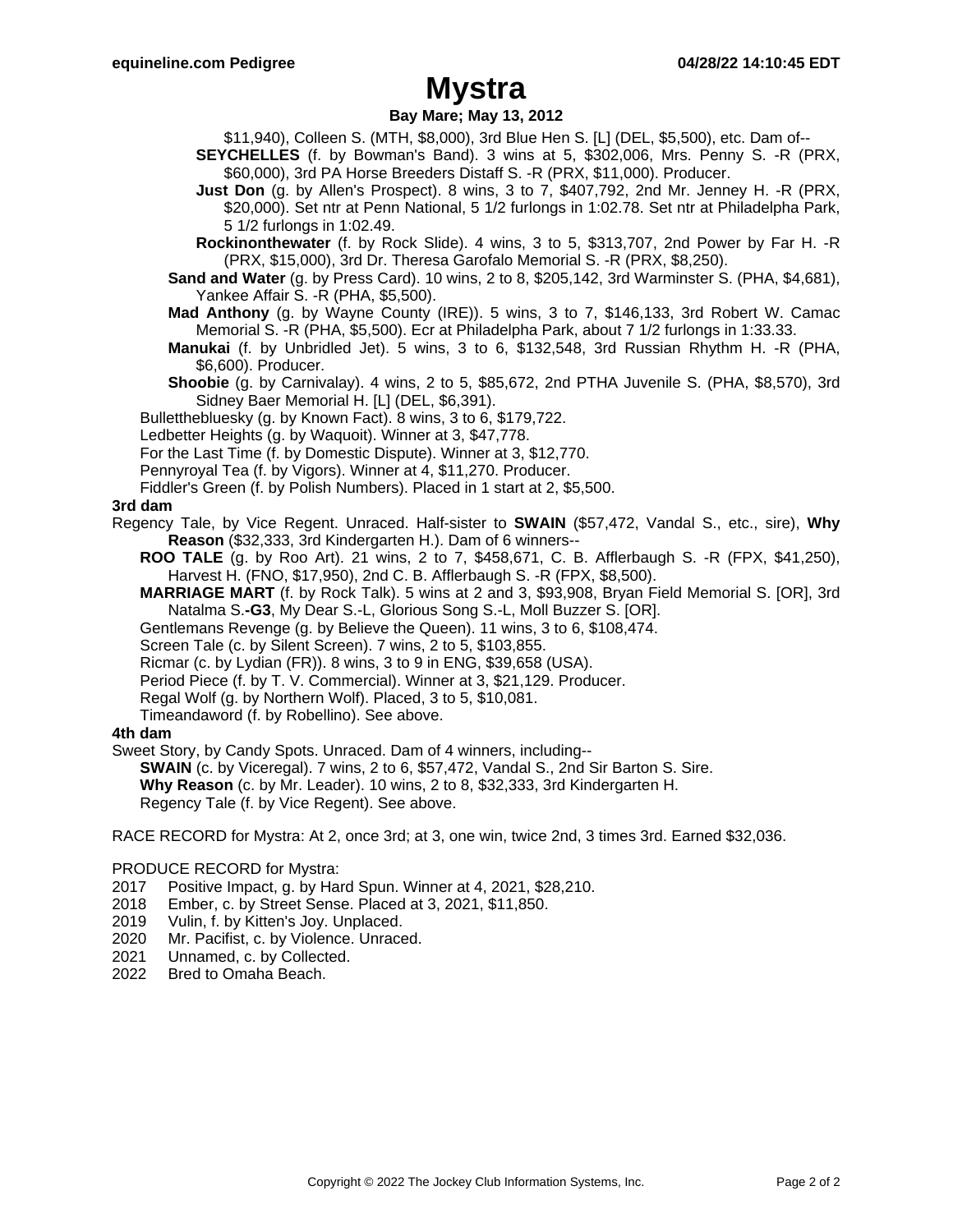# Mystra

**Bay Mare; May 13, 2012**

$11,940), Colleen S. (MTH, $8,000), 3rd Blue Hen S. [L] (DEL, $5,500), etc. Dam of--

**SEYCHELLES** (f. by Bowman's Band). 3 wins at 5, $302,006, Mrs. Penny S. -R (PRX, $60,000), 3rd PA Horse Breeders Distaff S. -R (PRX, $11,000). Producer.

**Just Don** (g. by Allen's Prospect). 8 wins, 3 to 7, $407,792, 2nd Mr. Jenney H. -R (PRX, $20,000). Set ntr at Penn National, 5 1/2 furlongs in 1:02.78. Set ntr at Philadelphia Park, 5 1/2 furlongs in 1:02.49.

**Rockinonthewater** (f. by Rock Slide). 4 wins, 3 to 5, $313,707, 2nd Power by Far H. -R (PRX, $15,000), 3rd Dr. Theresa Garofalo Memorial S. -R (PRX, $8,250).

**Sand and Water** (g. by Press Card). 10 wins, 2 to 8, $205,142, 3rd Warminster S. (PHA, $4,681), Yankee Affair S. -R (PHA, $5,500).

**Mad Anthony** (g. by Wayne County (IRE)). 5 wins, 3 to 7, $146,133, 3rd Robert W. Camac Memorial S. -R (PHA, $5,500). Ecr at Philadelphia Park, about 7 1/2 furlongs in 1:33.33.

**Manukai** (f. by Unbridled Jet). 5 wins, 3 to 6, $132,548, 3rd Russian Rhythm H. -R (PHA, $6,600). Producer.

**Shoobie** (g. by Carnivalay). 4 wins, 2 to 5, $85,672, 2nd PTHA Juvenile S. (PHA, $8,570), 3rd Sidney Baer Memorial H. [L] (DEL, $6,391).

Bulletthebluesky (g. by Known Fact). 8 wins, 3 to 6, $179,722.

Ledbetter Heights (g. by Waquoit). Winner at 3, $47,778.

For the Last Time (f. by Domestic Dispute). Winner at 3, $12,770.

Pennyroyal Tea (f. by Vigors). Winner at 4, $11,270. Producer.

Fiddler's Green (f. by Polish Numbers). Placed in 1 start at 2, $5,500.

**3rd dam**

Regency Tale, by Vice Regent. Unraced. Half-sister to **SWAIN** ($57,472, Vandal S., etc., sire), **Why Reason** ($32,333, 3rd Kindergarten H.). Dam of 6 winners--

**ROO TALE** (g. by Roo Art). 21 wins, 2 to 7, $458,671, C. B. Afflerbaugh S. -R (FPX, $41,250), Harvest H. (FNO, $17,950), 2nd C. B. Afflerbaugh S. -R (FPX, $8,500).

**MARRIAGE MART** (f. by Rock Talk). 5 wins at 2 and 3, $93,908, Bryan Field Memorial S. [OR], 3rd Natalma S.**-G3**, My Dear S.-L, Glorious Song S.-L, Moll Buzzer S. [OR].

Gentlemans Revenge (g. by Believe the Queen). 11 wins, 3 to 6, $108,474.

Screen Tale (c. by Silent Screen). 7 wins, 2 to 5, $103,855.

Ricmar (c. by Lydian (FR)). 8 wins, 3 to 9 in ENG, $39,658 (USA).

Period Piece (f. by T. V. Commercial). Winner at 3, $21,129. Producer.

Regal Wolf (g. by Northern Wolf). Placed, 3 to 5, $10,081.

Timeandaword (f. by Robellino). See above.

**4th dam**

Sweet Story, by Candy Spots. Unraced. Dam of 4 winners, including--

**SWAIN** (c. by Viceregal). 7 wins, 2 to 6, $57,472, Vandal S., 2nd Sir Barton S. Sire.

**Why Reason** (c. by Mr. Leader). 10 wins, 2 to 8, $32,333, 3rd Kindergarten H.

Regency Tale (f. by Vice Regent). See above.

RACE RECORD for Mystra: At 2, once 3rd; at 3, one win, twice 2nd, 3 times 3rd. Earned $32,036.

PRODUCE RECORD for Mystra:

2017 Positive Impact, g. by Hard Spun. Winner at 4, 2021, $28,210.
2018 Ember, c. by Street Sense. Placed at 3, 2021, $11,850.
2019 Vulin, f. by Kitten's Joy. Unplaced.
2020 Mr. Pacifist, c. by Violence. Unraced.
2021 Unnamed, c. by Collected.
2022 Bred to Omaha Beach.